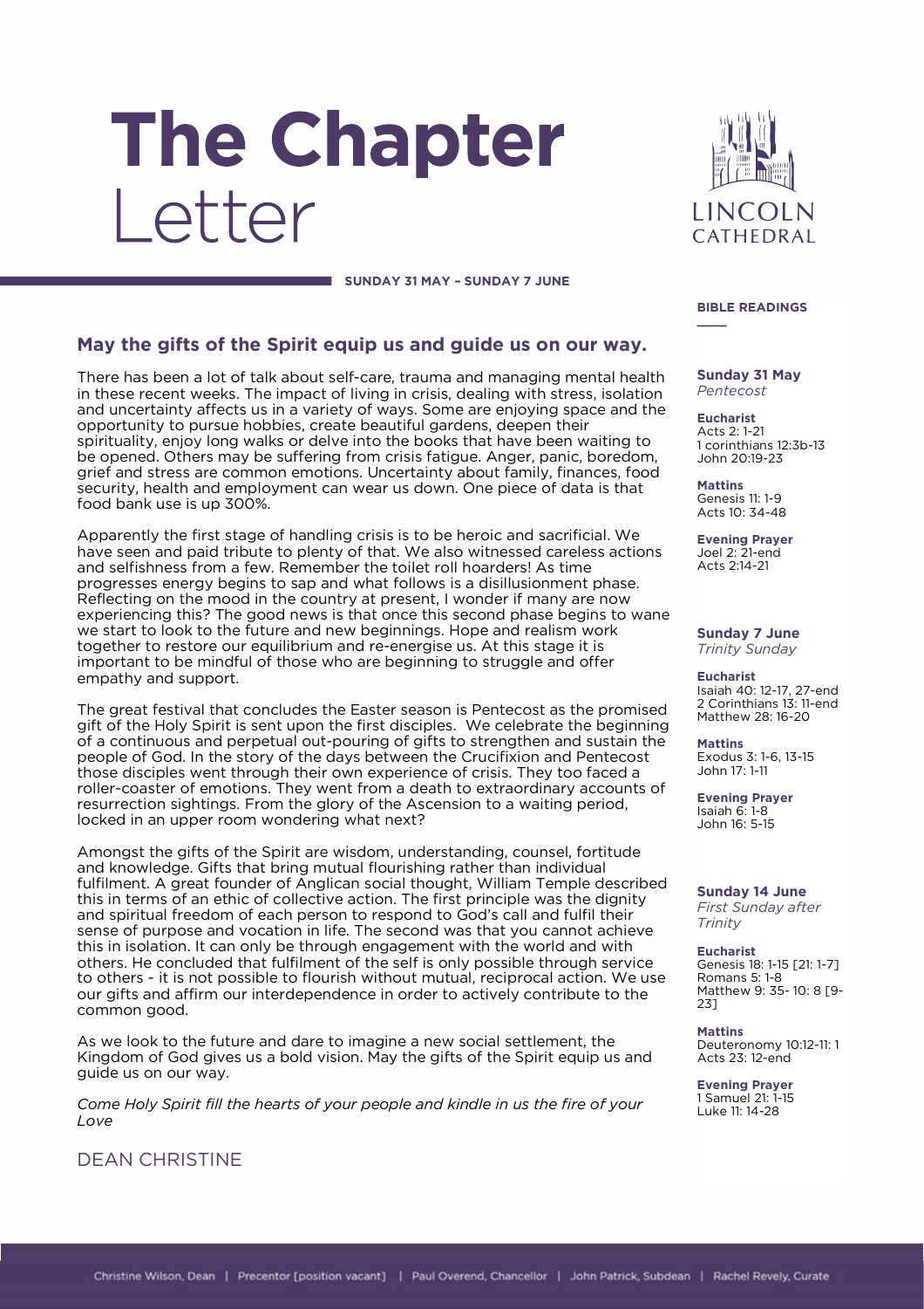# The Chapter Letter

LINCOLN CATHEDRAL

**SUNDAY 31 MAY – SUNDAY 7 JUNE**

## May the gifts of the Spirit equip us and guide us on our way.

There has been a lot of talk about self-care, trauma and managing mental health in these recent weeks. The impact of living in crisis, dealing with stress, isolation and uncertainty affects us in a variety of ways. Some are enjoying space and the opportunity to pursue hobbies, create beautiful gardens, deepen their spirituality, enjoy long walks or delve into the books that have been waiting to be opened. Others may be suffering from crisis fatigue. Anger, panic, boredom, grief and stress are common emotions. Uncertainty about family, finances, food security, health and employment can wear us down. One piece of data is that food bank use is up 300%.

Apparently the first stage of handling crisis is to be heroic and sacrificial. We have seen and paid tribute to plenty of that. We also witnessed careless actions and selfishness from a few. Remember the toilet roll hoarders! As time progresses energy begins to sap and what follows is a disillusionment phase. Reflecting on the mood in the country at present, I wonder if many are now experiencing this? The good news is that once this second phase begins to wane we start to look to the future and new beginnings. Hope and realism work together to restore our equilibrium and re-energise us. At this stage it is important to be mindful of those who are beginning to struggle and offer empathy and support.

The great festival that concludes the Easter season is Pentecost as the promised gift of the Holy Spirit is sent upon the first disciples. We celebrate the beginning of a continuous and perpetual out-pouring of gifts to strengthen and sustain the people of God. In the story of the days between the Crucifixion and Pentecost those disciples went through their own experience of crisis. They too faced a roller-coaster of emotions. They went from a death to extraordinary accounts of resurrection sightings. From the glory of the Ascension to a waiting period, locked in an upper room wondering what next?

Amongst the gifts of the Spirit are wisdom, understanding, counsel, fortitude and knowledge. Gifts that bring mutual flourishing rather than individual fulfilment. A great founder of Anglican social thought, William Temple described this in terms of an ethic of collective action. The first principle was the dignity and spiritual freedom of each person to respond to God's call and fulfil their sense of purpose and vocation in life. The second was that you cannot achieve this in isolation. It can only be through engagement with the world and with others. He concluded that fulfilment of the self is only possible through service to others - it is not possible to flourish without mutual, reciprocal action. We use our gifts and affirm our interdependence in order to actively contribute to the common good.

As we look to the future and dare to imagine a new social settlement, the Kingdom of God gives us a bold vision. May the gifts of the Spirit equip us and guide us on our way.

*Come Holy Spirit fill the hearts of your people and kindle in us the fire of your Love*

DEAN CHRISTINE

### BIBLE READINGS

**Sunday 31 May**
*Pentecost*

**Eucharist**
Acts 2: 1-21
1 corinthians 12:3b-13
John 20:19-23

**Mattins**
Genesis 11: 1-9
Acts 10: 34-48

**Evening Prayer**
Joel 2: 21-end
Acts 2:14-21

**Sunday 7 June**
*Trinity Sunday*

**Eucharist**
Isaiah 40: 12-17, 27-end
2 Corinthians 13: 11-end
Matthew 28: 16-20

**Mattins**
Exodus 3: 1-6, 13-15
John 17: 1-11

**Evening Prayer**
Isaiah 6: 1-8
John 16: 5-15

**Sunday 14 June**
*First Sunday after Trinity*

**Eucharist**
Genesis 18: 1-15 [21: 1-7]
Romans 5: 1-8
Matthew 9: 35- 10: 8 [9-23]

**Mattins**
Deuteronomy 10:12-11: 1
Acts 23: 12-end

**Evening Prayer**
1 Samuel 21: 1-15
Luke 11: 14-28

Christine Wilson, Dean | Precentor [position vacant] | Paul Overend, Chancellor | John Patrick, Subdean | Rachel Revely, Curate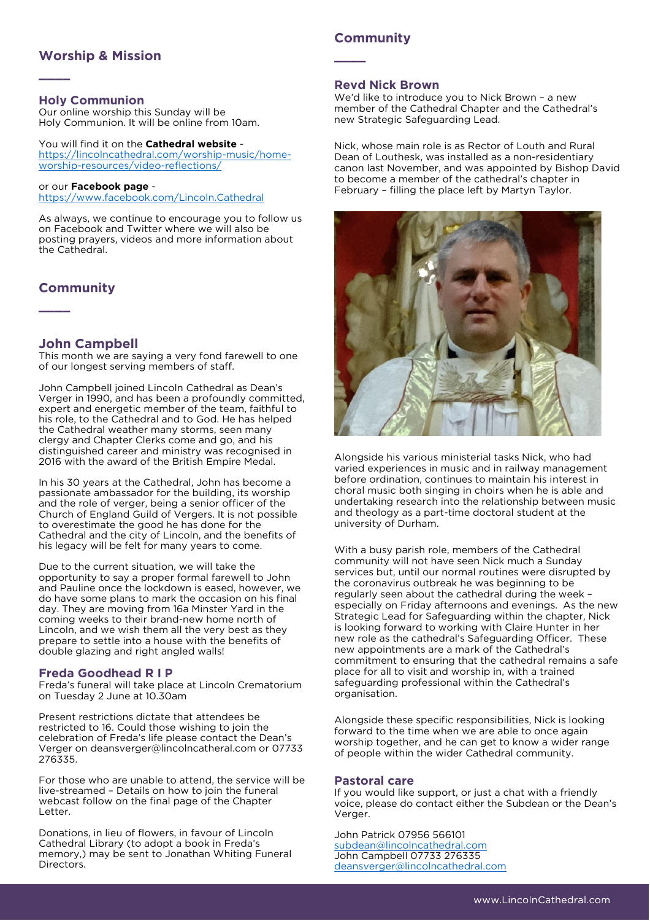## Worship & Mission

### Holy Communion

Our online worship this Sunday will be Holy Communion. It will be online from 10am.

You will find it on the **Cathedral website** - https://lincolncathedral.com/worship-music/home-worship-resources/video-reflections/

or our **Facebook page** - https://www.facebook.com/Lincoln.Cathedral

As always, we continue to encourage you to follow us on Facebook and Twitter where we will also be posting prayers, videos and more information about the Cathedral.

## Community

### John Campbell

This month we are saying a very fond farewell to one of our longest serving members of staff.

John Campbell joined Lincoln Cathedral as Dean's Verger in 1990, and has been a profoundly committed, expert and energetic member of the team, faithful to his role, to the Cathedral and to God. He has helped the Cathedral weather many storms, seen many clergy and Chapter Clerks come and go, and his distinguished career and ministry was recognised in 2016 with the award of the British Empire Medal.

In his 30 years at the Cathedral, John has become a passionate ambassador for the building, its worship and the role of verger, being a senior officer of the Church of England Guild of Vergers. It is not possible to overestimate the good he has done for the Cathedral and the city of Lincoln, and the benefits of his legacy will be felt for many years to come.

Due to the current situation, we will take the opportunity to say a proper formal farewell to John and Pauline once the lockdown is eased, however, we do have some plans to mark the occasion on his final day. They are moving from 16a Minster Yard in the coming weeks to their brand-new home north of Lincoln, and we wish them all the very best as they prepare to settle into a house with the benefits of double glazing and right angled walls!

### Freda Goodhead R I P

Freda's funeral will take place at Lincoln Crematorium on Tuesday 2 June at 10.30am

Present restrictions dictate that attendees be restricted to 16. Could those wishing to join the celebration of Freda's life please contact the Dean's Verger on deansverger@lincolncathedral.com or 07733 276335.

For those who are unable to attend, the service will be live-streamed – Details on how to join the funeral webcast follow on the final page of the Chapter Letter.

Donations, in lieu of flowers, in favour of Lincoln Cathedral Library (to adopt a book in Freda's memory,) may be sent to Jonathan Whiting Funeral Directors.

## Community

### Revd Nick Brown

We'd like to introduce you to Nick Brown – a new member of the Cathedral Chapter and the Cathedral's new Strategic Safeguarding Lead.

Nick, whose main role is as Rector of Louth and Rural Dean of Louthesk, was installed as a non-residentiary canon last November, and was appointed by Bishop David to become a member of the cathedral's chapter in February – filling the place left by Martyn Taylor.

Alongside his various ministerial tasks Nick, who had varied experiences in music and in railway management before ordination, continues to maintain his interest in choral music both singing in choirs when he is able and undertaking research into the relationship between music and theology as a part-time doctoral student at the university of Durham.

With a busy parish role, members of the Cathedral community will not have seen Nick much a Sunday services but, until our normal routines were disrupted by the coronavirus outbreak he was beginning to be regularly seen about the cathedral during the week – especially on Friday afternoons and evenings. As the new Strategic Lead for Safeguarding within the chapter, Nick is looking forward to working with Claire Hunter in her new role as the cathedral's Safeguarding Officer. These new appointments are a mark of the Cathedral's commitment to ensuring that the cathedral remains a safe place for all to visit and worship in, with a trained safeguarding professional within the Cathedral's organisation.

Alongside these specific responsibilities, Nick is looking forward to the time when we are able to once again worship together, and he can get to know a wider range of people within the wider Cathedral community.

### Pastoral care

If you would like support, or just a chat with a friendly voice, please do contact either the Subdean or the Dean's Verger.

John Patrick 07956 566101
subdean@lincolncathedral.com
John Campbell 07733 276335
deansverger@lincolncathedral.com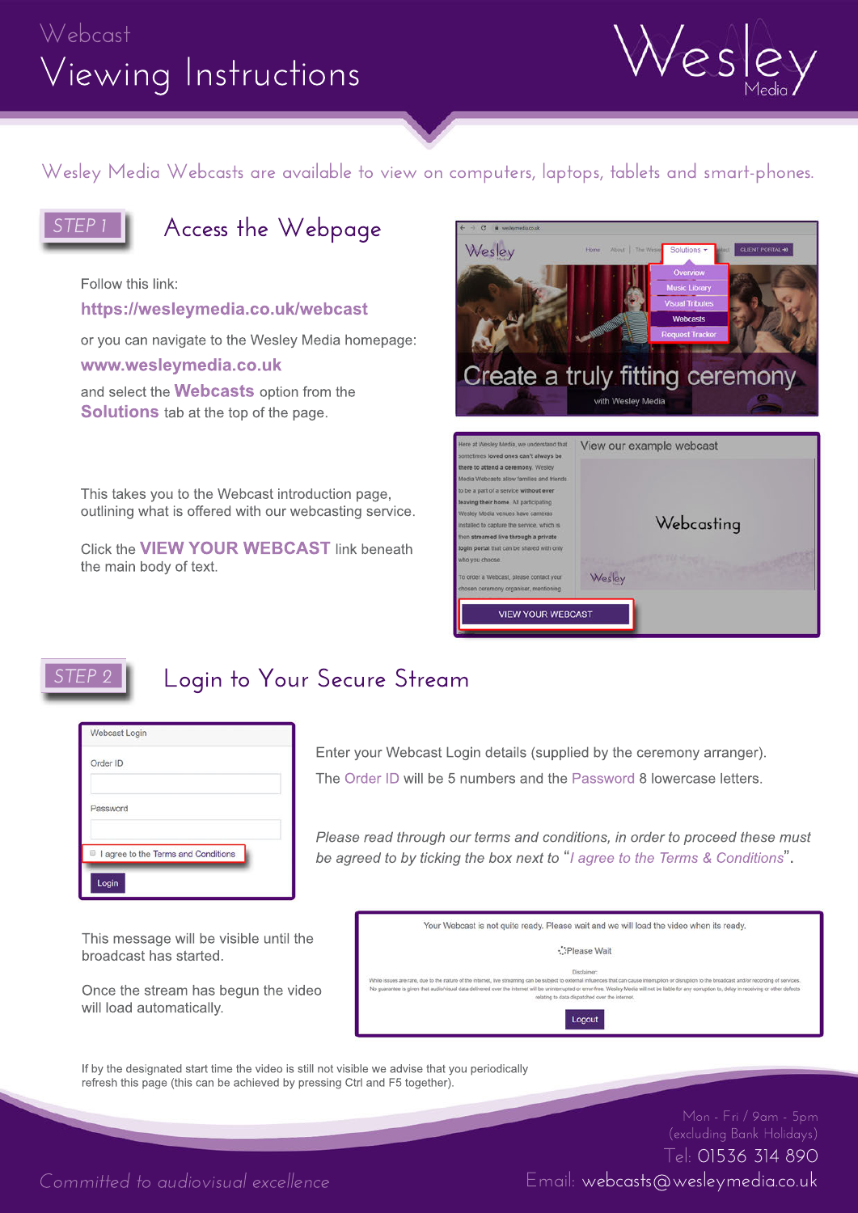# Webcast Viewing Instructions

Wesley Media

Wesley Media Webcasts are available to view on computers, laptops, tablets and smart-phones.

## STEP 1 Access the Webpage

Follow this link:

**https://wesleymedia.co.uk/webcast**

or you can navigate to the Wesley Media homepage:

**www.wesleymedia.co.uk**

and select the **Webcasts** option from the **Solutions** tab at the top of the page.

This takes you to the Webcast introduction page, outlining what is offered with our webcasting service.

Click the **VIEW YOUR WEBCAST** link beneath the main body of text.

## STEP 2 Login to Your Secure Stream

Enter your Webcast Login details (supplied by the ceremony arranger).

The Order ID will be 5 numbers and the Password 8 lowercase letters.

*Please read through our terms and conditions, in order to proceed these must be agreed to by ticking the box next to "I agree to the Terms & Conditions".*

This message will be visible until the broadcast has started.

Once the stream has begun the video will load automatically.

If by the designated start time the video is still not visible we advise that you periodically refresh this page (this can be achieved by pressing Ctrl and F5 together).

*Committed to audiovisual excellence*

Mon - Fri / 9am - 5pm
(excluding Bank Holidays)
Tel: 01536 314 890
Email: webcasts@wesleymedia.co.uk